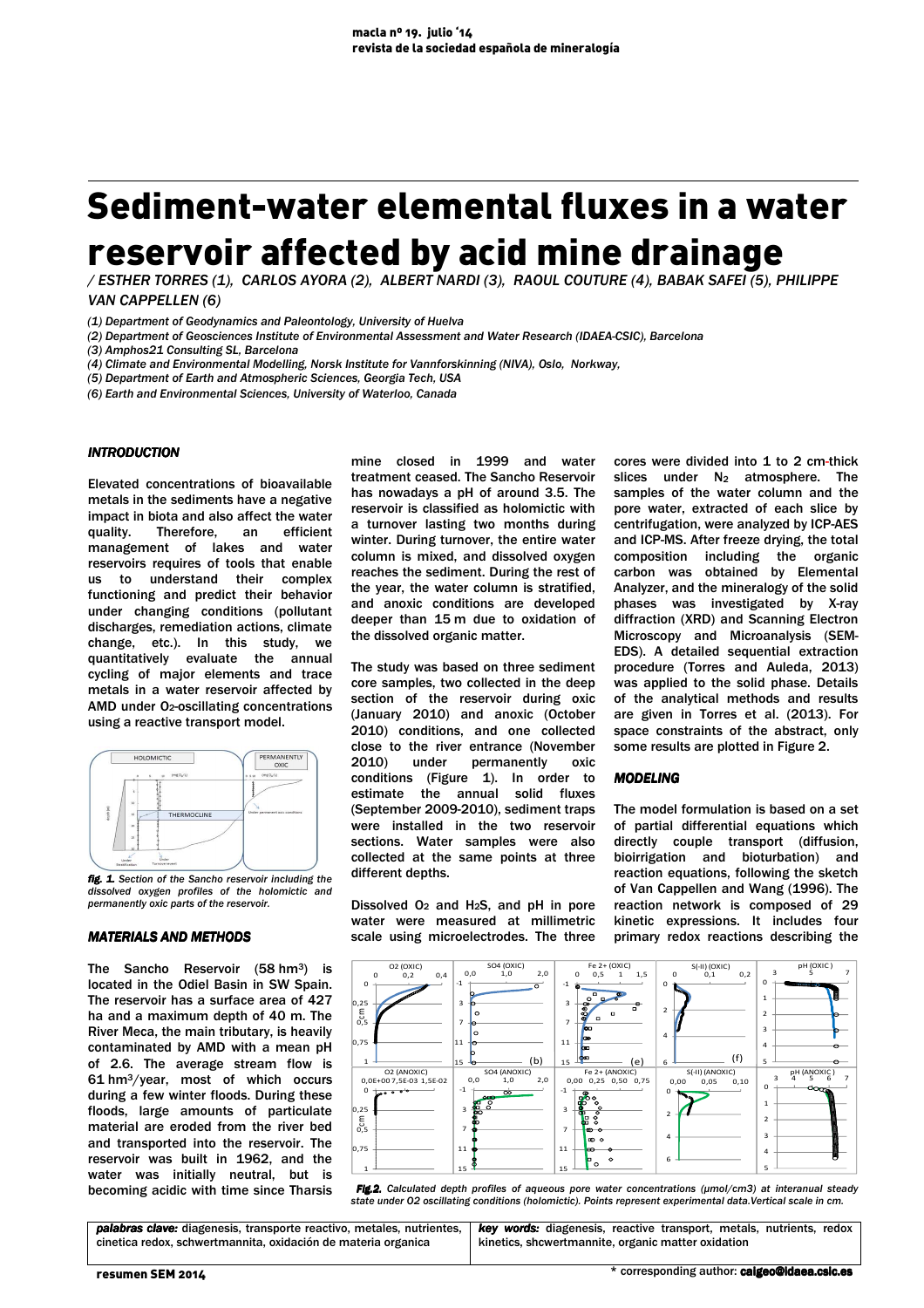# Sediment-water elemental fluxes in a water reservoir affected by acid mine drainage

*/ ESTHER TORRES (1), CARLOS AYORA (2), ALBERT NARDI (3), RAOUL COUTURE (4), BABAK SAFEI (5), PHILIPPE VAN CAPPELLEN (6)*

*(1) Department of Geodynamics and Paleontology, University of Huelva*
*(2) Department of Geosciences Institute of Environmental Assessment and Water Research (IDAEA-CSIC), Barcelona*
*(3) Amphos21 Consulting SL, Barcelona*
*(4) Climate and Environmental Modelling, Norsk Institute for Vannforskinning (NIVA), Oslo, Norkway,*
*(5) Department of Earth and Atmospheric Sciences, Georgia Tech, USA*
*(6) Earth and Environmental Sciences, University of Waterloo, Canada*

## INTRODUCTION

Elevated concentrations of bioavailable metals in the sediments have a negative impact in biota and also affect the water quality. Therefore, an efficient management of lakes and water reservoirs requires of tools that enable us to understand their complex functioning and predict their behavior under changing conditions (pollutant discharges, remediation actions, climate change, etc.). In this study, we quantitatively evaluate the annual cycling of major elements and trace metals in a water reservoir affected by AMD under $O_2$-oscillating concentrations using a reactive transport model.

***fig. 1.*** *Section of the Sancho reservoir including the dissolved oxygen profiles of the holomictic and permanently oxic parts of the reservoir.*

## MATERIALS AND METHODS

The Sancho Reservoir (58 $hm^3$) is located in the Odiel Basin in SW Spain. The reservoir has a surface area of 427 ha and a maximum depth of 40 m. The River Meca, the main tributary, is heavily contaminated by AMD with a mean pH of 2.6. The average stream flow is 61 $hm^3$/year, most of which occurs during a few winter floods. During these floods, large amounts of particulate material are eroded from the river bed and transported into the reservoir. The reservoir was built in 1962, and the water was initially neutral, but is becoming acidic with time since Tharsis mine closed in 1999 and water treatment ceased. The Sancho Reservoir has nowadays a pH of around 3.5. The reservoir is classified as holomictic with a turnover lasting two months during winter. During turnover, the entire water column is mixed, and dissolved oxygen reaches the sediment. During the rest of the year, the water column is stratified, and anoxic conditions are developed deeper than 15 m due to oxidation of the dissolved organic matter.

The study was based on three sediment core samples, two collected in the deep section of the reservoir during oxic (January 2010) and anoxic (October 2010) conditions, and one collected close to the river entrance (November 2010) under permanently oxic conditions (Figure 1). In order to estimate the annual solid fluxes (September 2009-2010), sediment traps were installed in the two reservoir sections. Water samples were also collected at the same points at three different depths.

Dissolved $O_2$ and $H_2S$, and pH in pore water were measured at millimetric scale using microelectrodes. The three cores were divided into 1 to 2 cm-thick slices under $N_2$ atmosphere. The samples of the water column and the pore water, extracted of each slice by centrifugation, were analyzed by ICP-AES and ICP-MS. After freeze drying, the total composition including the organic carbon was obtained by Elemental Analyzer, and the mineralogy of the solid phases was investigated by X-ray diffraction (XRD) and Scanning Electron Microscopy and Microanalysis (SEM-EDS). A detailed sequential extraction procedure (Torres and Auleda, 2013) was applied to the solid phase. Details of the analytical methods and results are given in Torres et al. (2013). For space constraints of the abstract, only some results are plotted in Figure 2.

## MODELING

The model formulation is based on a set of partial differential equations which directly couple transport (diffusion, bioirrigation and bioturbation) and reaction equations, following the sketch of Van Cappellen and Wang (1996). The reaction network is composed of 29 kinetic expressions. It includes four primary redox reactions describing the

***Fig.2.*** *Calculated depth profiles of aqueous pore water concentrations (µmol/cm3) at interanual steady state under O2 oscillating conditions (holomictic). Points represent experimental data.Vertical scale in cm.*

| *palabras clave:* diagenesis, transporte reactivo, metales, nutrientes, cinetica redox, schwertmannita, oxidación de materia organica | *key words:* diagenesis, reactive transport, metals, nutrients, redox kinetics, shcwertmannite, organic matter oxidation |
| --- | --- |

\* corresponding author: caigeo@idaea.csic.es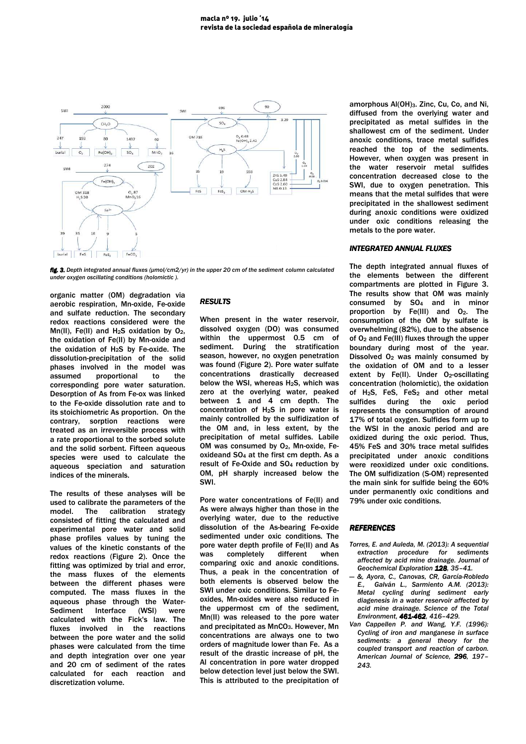SWI
2000
$CH_2O$
247
193
80
1437
40
burial
$O_2$
$Fe(OH)_3$
$SO_4$
$MnO_2$
16
SWI
274
202
$Fe(OH)_3$
OM 318
$H_2S$ 20
$O_2$ 87
$MnO_2$ 16
$Fe^{2+}$
39
35
16
9
5
burial
FeS
$FeS_2$
$FeCO_3$

SWI
696
90
$SO_4$
3.29
OM 718
$O_2$ 0.48
$Fe(OH)_3$ 2.42
$H_2S$
$O_2$ 2.00
$O_2$ 1.28
$O_2$ 0.08
$O_2$ 0.016
35
19
558
ZnS 5.49
CuS 2.84
CoS 2.60
NiS 0.13
FeS
$FeS_2$
OM-$H_2S$

*fig. 3. Depth integrated annual fluxes (µmol/cm2/yr) in the upper 20 cm of the sediment column calculated under oxygen oscillating conditions (holomictic ).*

organic matter (OM) degradation via aerobic respiration, Mn-oxide, Fe-oxide and sulfate reduction. The secondary redox reactions considered were the Mn(II), Fe(II) and $H_2S$ oxidation by $O_2$, the oxidation of Fe(II) by Mn-oxide and the oxidation of $H_2S$ by Fe-oxide. The dissolution-precipitation of the solid phases involved in the model was assumed proportional to the corresponding pore water saturation. Desorption of As from Fe-ox was linked to the Fe-oxide dissolution rate and to its stoichiometric As proportion. On the contrary, sorption reactions were treated as an irreversible process with a rate proportional to the sorbed solute and the solid sorbent. Fifteen aqueous species were used to calculate the aqueous speciation and saturation indices of the minerals.

The results of these analyses will be used to calibrate the parameters of the model. The calibration strategy consisted of fitting the calculated and experimental pore water and solid phase profiles values by tuning the values of the kinetic constants of the redox reactions (Figure 2). Once the fitting was optimized by trial and error, the mass fluxes of the elements between the different phases were computed. The mass fluxes in the aqueous phase through the Water-Sediment Interface (WSI) were calculated with the Fick's law. The fluxes involved in the reactions between the pore water and the solid phases were calculated from the time and depth integration over one year and 20 cm of sediment of the rates calculated for each reaction and discretization volume.

## RESULTS

When present in the water reservoir, dissolved oxygen (DO) was consumed within the uppermost 0.5 cm of sediment. During the stratification season, however, no oxygen penetration was found (Figure 2). Pore water sulfate concentrations drastically decreased below the WSI, whereas $H_2S$, which was zero at the overlying water, peaked between 1 and 4 cm depth. The concentration of $H_2S$ in pore water is mainly controlled by the sulfidization of the OM and, in less extent, by the precipitation of metal sulfides. Labile OM was consumed by $O_2$, Mn-oxide, Fe-oxideand $SO_4$ at the first cm depth. As a result of Fe-Oxide and $SO_4$ reduction by OM, pH sharply increased below the SWI.

Pore water concentrations of Fe(II) and As were always higher than those in the overlying water, due to the reductive dissolution of the As-bearing Fe-oxide sedimented under oxic conditions. The pore water depth profile of Fe(II) and As was completely different when comparing oxic and anoxic conditions. Thus, a peak in the concentration of both elements is observed below the SWI under oxic conditions. Similar to Fe-oxides, Mn-oxides were also reduced in the uppermost cm of the sediment, Mn(II) was released to the pore water and precipitated as $MnCO_3$. However, Mn concentrations are always one to two orders of magnitude lower than Fe. As a result of the drastic increase of pH, the Al concentration in pore water dropped below detection level just below the SWI. This is attributed to the precipitation of amorphous $Al(OH)_3$. Zinc, Cu, Co, and Ni, diffused from the overlying water and precipitated as metal sulfides in the shallowest cm of the sediment. Under anoxic conditions, trace metal sulfides reached the top of the sediments. However, when oxygen was present in the water reservoir metal sulfides concentration decreased close to the SWI, due to oxygen penetration. This means that the metal sulfides that were precipitated in the shallowest sediment during anoxic conditions were oxidized under oxic conditions releasing the metals to the pore water.

## INTEGRATED ANNUAL FLUXES

The depth integrated annual fluxes of the elements between the different compartments are plotted in Figure 3. The results show that OM was mainly consumed by $SO_4$ and in minor proportion by Fe(III) and $O_2$. The consumption of the OM by sulfate is overwhelming (82%), due to the absence of $O_2$ and Fe(III) fluxes through the upper boundary during most of the year. Dissolved $O_2$ was mainly consumed by the oxidation of OM and to a lesser extent by Fe(II). Under $O_2$-oscillating concentration (holomictic), the oxidation of $H_2S$, FeS, $FeS_2$ and other metal sulfides during the oxic period represents the consumption of around 17% of total oxygen. Sulfides form up to the WSI in the anoxic period and are oxidized during the oxic period. Thus, 45% FeS and 30% trace metal sulfides precipitated under anoxic conditions were reoxidized under oxic conditions. The OM sulfidization (S-OM) represented the main sink for sulfide being the 60% under permanently oxic conditions and 79% under oxic conditions.

## REFERENCES

*Torres, E. and Auleda, M. (2013): A sequential extraction procedure for sediments affected by acid mine drainage. Journal of Geochemical Exploration* ***128****, 35–41.*

*— &, Ayora, C., Canovas, CR, García-Robledo E., Galván L., Sarmiento A.M. (2013): Metal cycling during sediment early diagenesis in a water reservoir affected by acid mine drainage. Science of the Total Environment,* ***461-462****, 416–429.*

*Van Cappellen P. and Wang, Y.F. (1996): Cycling of iron and manganese in surface sediments: a general theory for the coupled transport and reaction of carbon. American Journal of Science,* ***296****, 197–243.*